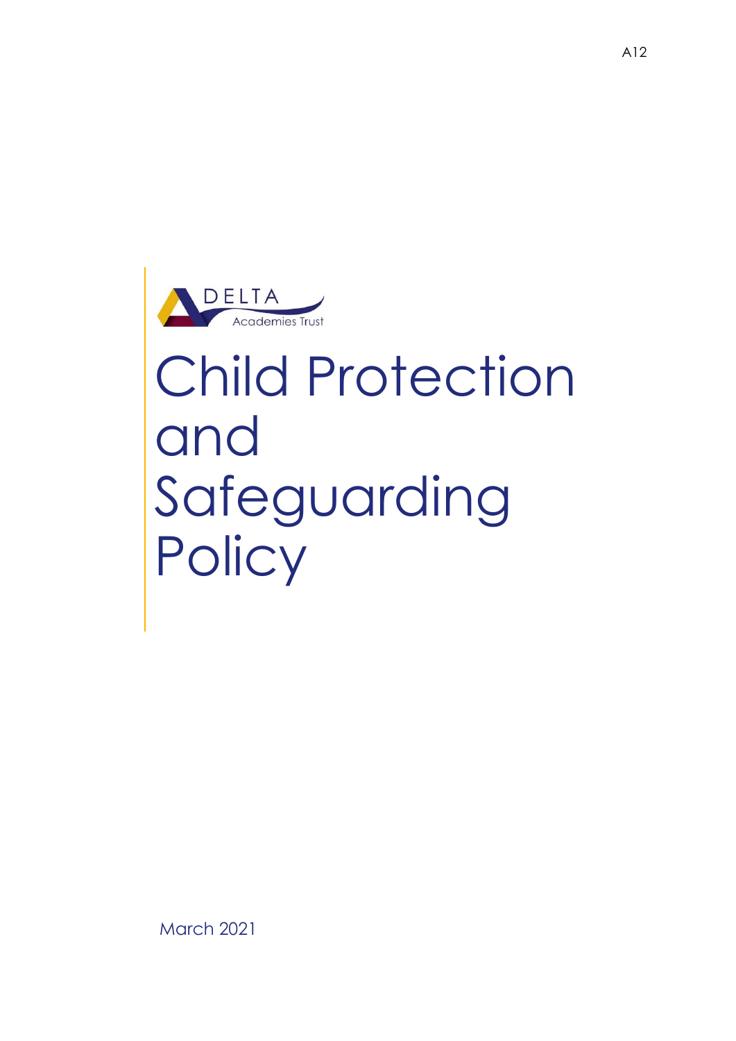A12

DELTA
Academies Trust

# Child Protection and Safeguarding Policy

March 2021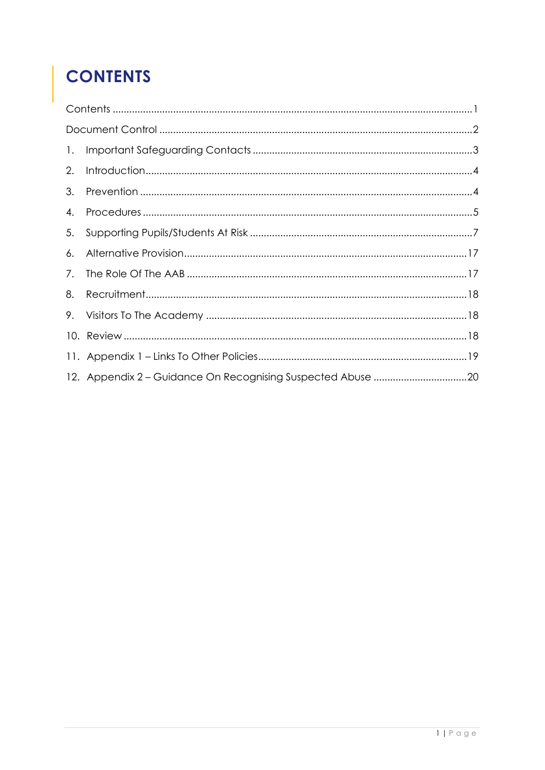# CONTENTS

Contents ........................................................................................................................... 1

Document Control ............................................................................................................ 2

1. Important Safeguarding Contacts ............................................................................. 3
2. Introduction ................................................................................................................ 4
3. Prevention .................................................................................................................. 4
4. Procedures .................................................................................................................. 5
5. Supporting Pupils/Students At Risk ........................................................................... 7
6. Alternative Provision ................................................................................................ 17
7. The Role Of The AAB ............................................................................................... 17
8. Recruitment .............................................................................................................. 18
9. Visitors To The Academy ......................................................................................... 18
10. Review ..................................................................................................................... 18
11. Appendix 1 – Links To Other Policies ..................................................................... 19
12. Appendix 2 – Guidance On Recognising Suspected Abuse .................................. 20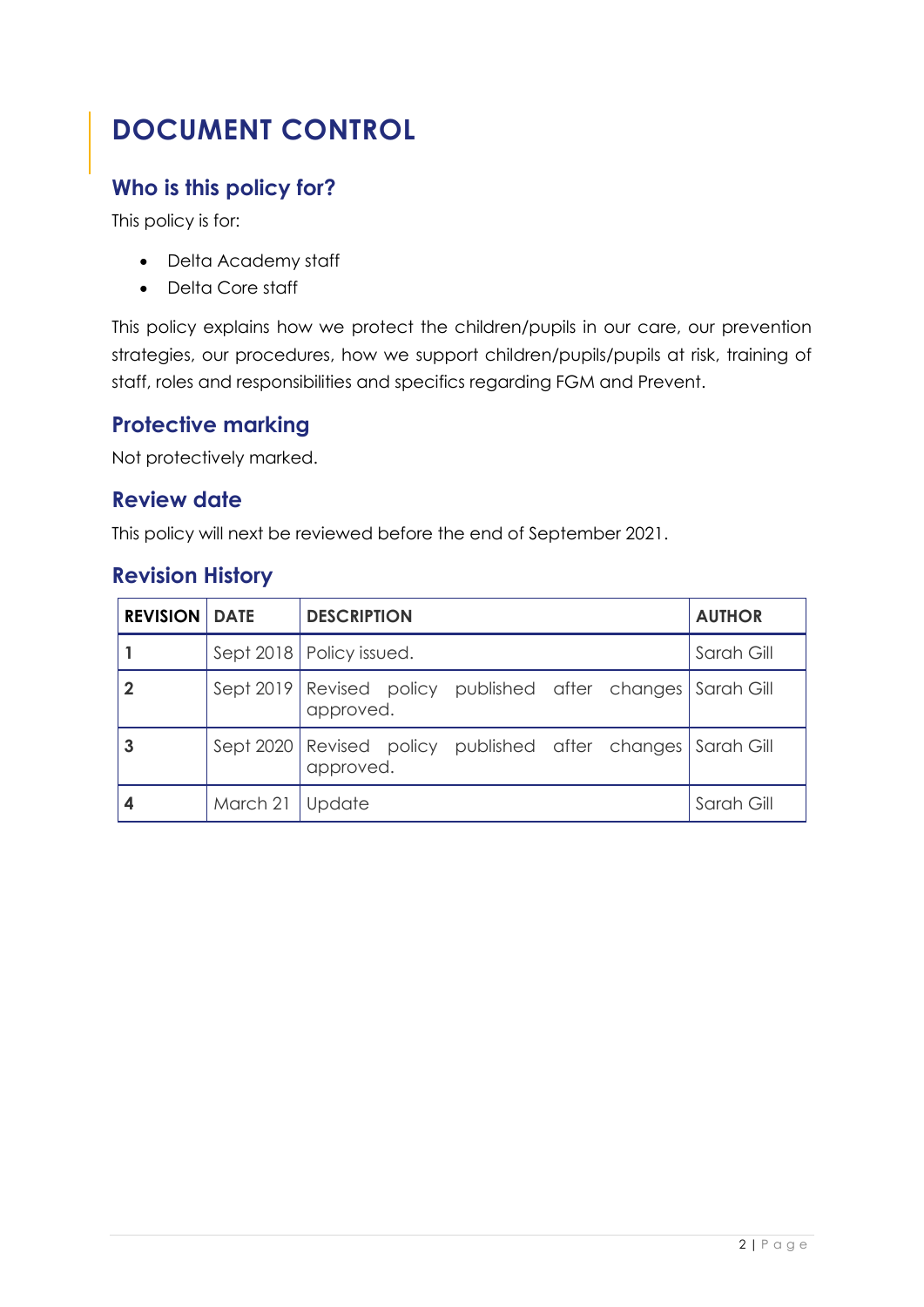# DOCUMENT CONTROL

## Who is this policy for?

This policy is for:

- Delta Academy staff
- Delta Core staff

This policy explains how we protect the children/pupils in our care, our prevention strategies, our procedures, how we support children/pupils/pupils at risk, training of staff, roles and responsibilities and specifics regarding FGM and Prevent.

## Protective marking

Not protectively marked.

## Review date

This policy will next be reviewed before the end of September 2021.

## Revision History

| REVISION | DATE | DESCRIPTION | AUTHOR |
|---|---|---|---|
| **1** | Sept 2018 | Policy issued. | Sarah Gill |
| **2** | Sept 2019 | Revised policy published after changes approved. | Sarah Gill |
| **3** | Sept 2020 | Revised policy published after changes approved. | Sarah Gill |
| **4** | March 21 | Update | Sarah Gill |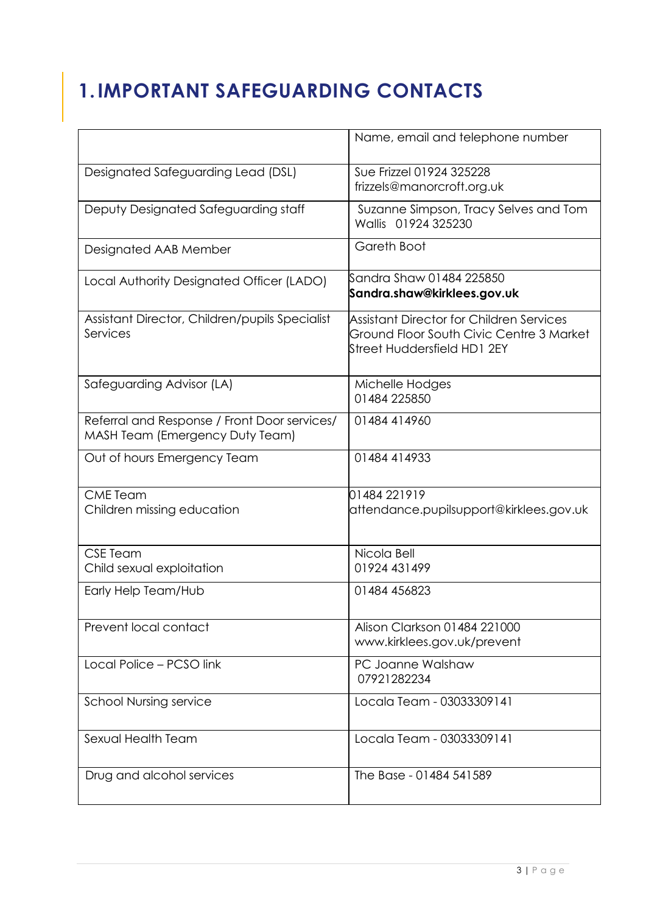# 1. IMPORTANT SAFEGUARDING CONTACTS

| | Name, email and telephone number |
|---|---|
| Designated Safeguarding Lead (DSL) | Sue Frizzel 01924 325228 frizzels@manorcroft.org.uk |
| Deputy Designated Safeguarding staff | Suzanne Simpson, Tracy Selves and Tom Wallis 01924 325230 |
| Designated AAB Member | Gareth Boot |
| Local Authority Designated Officer (LADO) | Sandra Shaw 01484 225850 **Sandra.shaw@kirklees.gov.uk** |
| Assistant Director, Children/pupils Specialist Services | Assistant Director for Children Services Ground Floor South Civic Centre 3 Market Street Huddersfield HD1 2EY |
| Safeguarding Advisor (LA) | Michelle Hodges 01484 225850 |
| Referral and Response / Front Door services/ MASH Team (Emergency Duty Team) | 01484 414960 |
| Out of hours Emergency Team | 01484 414933 |
| CME Team Children missing education | 01484 221919 attendance.pupilsupport@kirklees.gov.uk |
| CSE Team Child sexual exploitation | Nicola Bell 01924 431499 |
| Early Help Team/Hub | 01484 456823 |
| Prevent local contact | Alison Clarkson 01484 221000 www.kirklees.gov.uk/prevent |
| Local Police – PCSO link | PC Joanne Walshaw 07921282234 |
| School Nursing service | Locala Team - 03033309141 |
| Sexual Health Team | Locala Team - 03033309141 |
| Drug and alcohol services | The Base - 01484 541589 |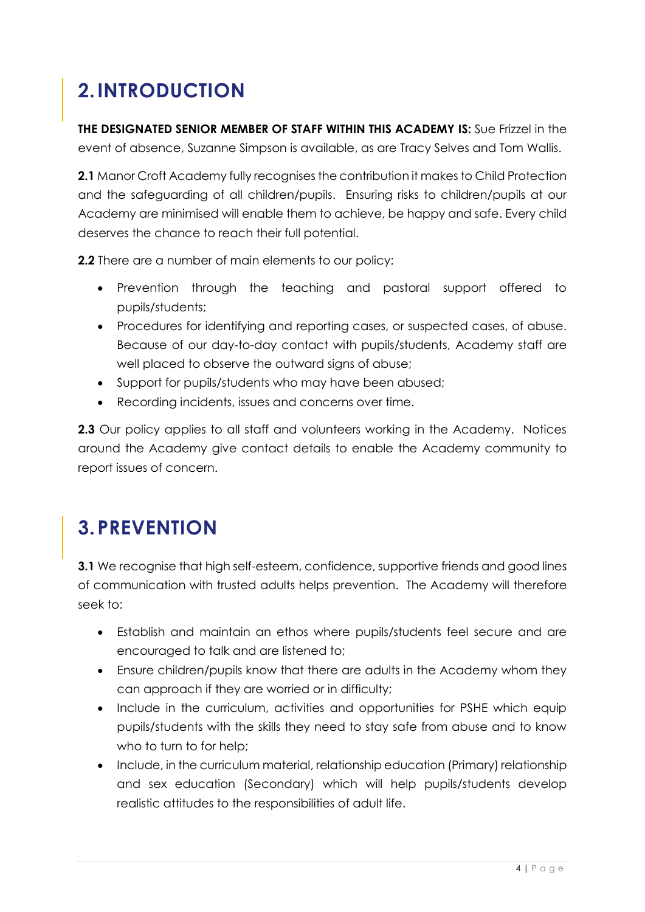## 2. INTRODUCTION

**THE DESIGNATED SENIOR MEMBER OF STAFF WITHIN THIS ACADEMY IS:** Sue Frizzel in the event of absence, Suzanne Simpson is available, as are Tracy Selves and Tom Wallis.

**2.1** Manor Croft Academy fully recognises the contribution it makes to Child Protection and the safeguarding of all children/pupils. Ensuring risks to children/pupils at our Academy are minimised will enable them to achieve, be happy and safe. Every child deserves the chance to reach their full potential.

**2.2** There are a number of main elements to our policy:

- Prevention through the teaching and pastoral support offered to pupils/students;
- Procedures for identifying and reporting cases, or suspected cases, of abuse. Because of our day-to-day contact with pupils/students, Academy staff are well placed to observe the outward signs of abuse;
- Support for pupils/students who may have been abused;
- Recording incidents, issues and concerns over time.

**2.3** Our policy applies to all staff and volunteers working in the Academy. Notices around the Academy give contact details to enable the Academy community to report issues of concern.

## 3. PREVENTION

**3.1** We recognise that high self-esteem, confidence, supportive friends and good lines of communication with trusted adults helps prevention. The Academy will therefore seek to:

- Establish and maintain an ethos where pupils/students feel secure and are encouraged to talk and are listened to;
- Ensure children/pupils know that there are adults in the Academy whom they can approach if they are worried or in difficulty;
- Include in the curriculum, activities and opportunities for PSHE which equip pupils/students with the skills they need to stay safe from abuse and to know who to turn to for help;
- Include, in the curriculum material, relationship education (Primary) relationship and sex education (Secondary) which will help pupils/students develop realistic attitudes to the responsibilities of adult life.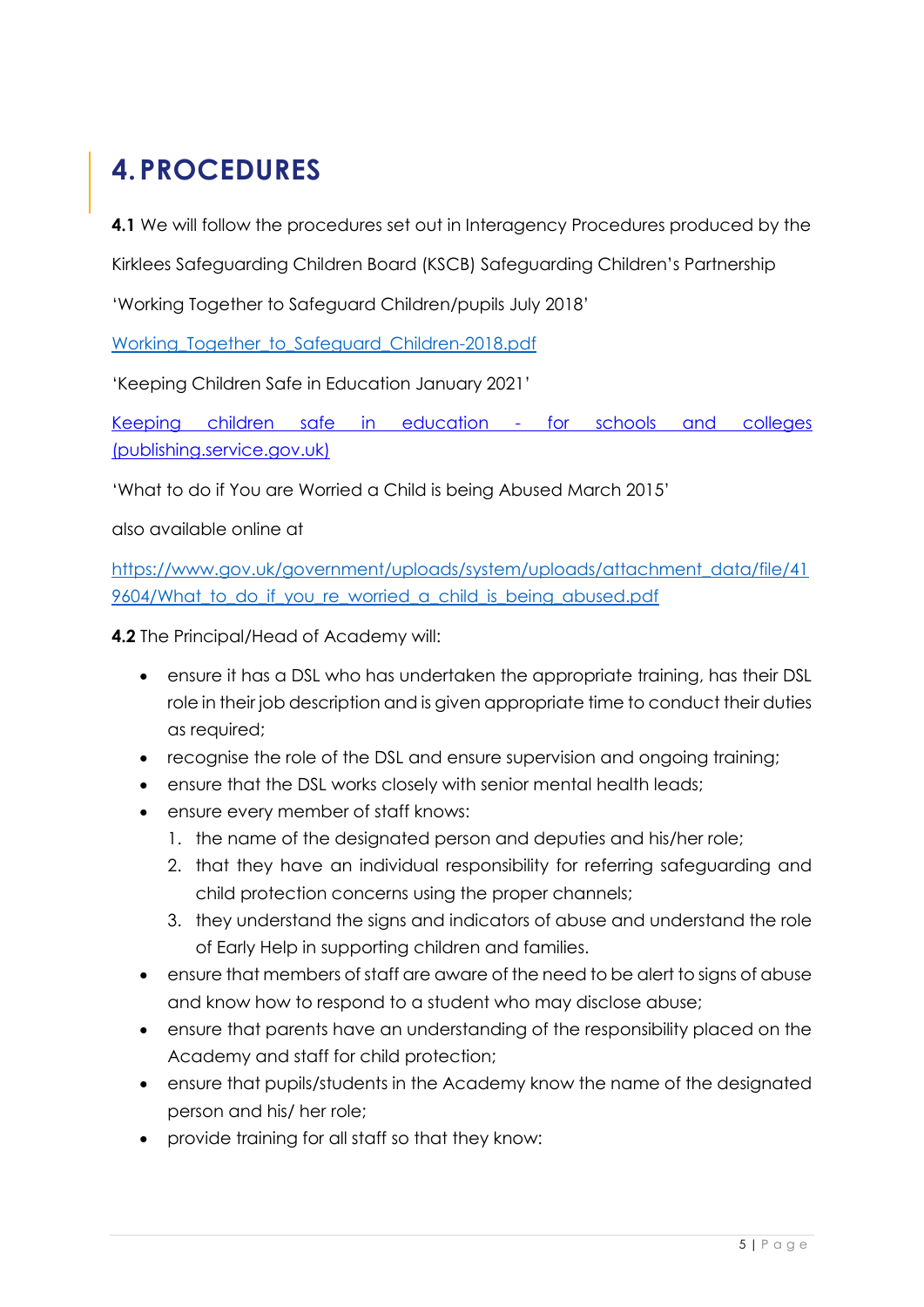# 4. PROCEDURES

**4.1** We will follow the procedures set out in Interagency Procedures produced by the Kirklees Safeguarding Children Board (KSCB) Safeguarding Children's Partnership

'Working Together to Safeguard Children/pupils July 2018'

[Working_Together_to_Safeguard_Children-2018.pdf](Working_Together_to_Safeguard_Children-2018.pdf)

'Keeping Children Safe in Education January 2021'

[Keeping children safe in education - for schools and colleges (publishing.service.gov.uk)](publishing.service.gov.uk)

'What to do if You are Worried a Child is being Abused March 2015'

also available online at

[https://www.gov.uk/government/uploads/system/uploads/attachment_data/file/419604/What_to_do_if_you_re_worried_a_child_is_being_abused.pdf](https://www.gov.uk/government/uploads/system/uploads/attachment_data/file/419604/What_to_do_if_you_re_worried_a_child_is_being_abused.pdf)

**4.2** The Principal/Head of Academy will:

- ensure it has a DSL who has undertaken the appropriate training, has their DSL role in their job description and is given appropriate time to conduct their duties as required;
- recognise the role of the DSL and ensure supervision and ongoing training;
- ensure that the DSL works closely with senior mental health leads;
- ensure every member of staff knows:
  1. the name of the designated person and deputies and his/her role;
  2. that they have an individual responsibility for referring safeguarding and child protection concerns using the proper channels;
  3. they understand the signs and indicators of abuse and understand the role of Early Help in supporting children and families.
- ensure that members of staff are aware of the need to be alert to signs of abuse and know how to respond to a student who may disclose abuse;
- ensure that parents have an understanding of the responsibility placed on the Academy and staff for child protection;
- ensure that pupils/students in the Academy know the name of the designated person and his/ her role;
- provide training for all staff so that they know: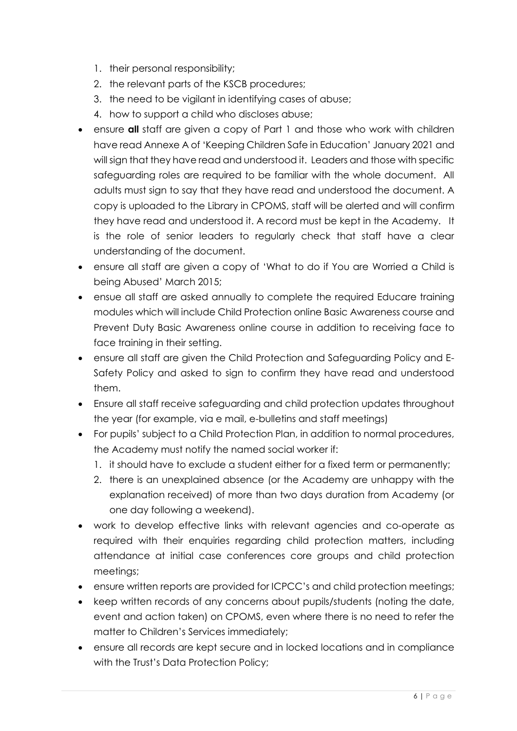1. their personal responsibility;
2. the relevant parts of the KSCB procedures;
3. the need to be vigilant in identifying cases of abuse;
4. how to support a child who discloses abuse;

- ensure **all** staff are given a copy of Part 1 and those who work with children have read Annexe A of 'Keeping Children Safe in Education' January 2021 and will sign that they have read and understood it. Leaders and those with specific safeguarding roles are required to be familiar with the whole document. All adults must sign to say that they have read and understood the document. A copy is uploaded to the Library in CPOMS, staff will be alerted and will confirm they have read and understood it. A record must be kept in the Academy. It is the role of senior leaders to regularly check that staff have a clear understanding of the document.
- ensure all staff are given a copy of 'What to do if You are Worried a Child is being Abused' March 2015;
- ensue all staff are asked annually to complete the required Educare training modules which will include Child Protection online Basic Awareness course and Prevent Duty Basic Awareness online course in addition to receiving face to face training in their setting.
- ensure all staff are given the Child Protection and Safeguarding Policy and E-Safety Policy and asked to sign to confirm they have read and understood them.
- Ensure all staff receive safeguarding and child protection updates throughout the year (for example, via e mail, e-bulletins and staff meetings)
- For pupils' subject to a Child Protection Plan, in addition to normal procedures, the Academy must notify the named social worker if:
  1. it should have to exclude a student either for a fixed term or permanently;
  2. there is an unexplained absence (or the Academy are unhappy with the explanation received) of more than two days duration from Academy (or one day following a weekend).
- work to develop effective links with relevant agencies and co-operate as required with their enquiries regarding child protection matters, including attendance at initial case conferences core groups and child protection meetings;
- ensure written reports are provided for ICPCC's and child protection meetings;
- keep written records of any concerns about pupils/students (noting the date, event and action taken) on CPOMS, even where there is no need to refer the matter to Children's Services immediately;
- ensure all records are kept secure and in locked locations and in compliance with the Trust's Data Protection Policy;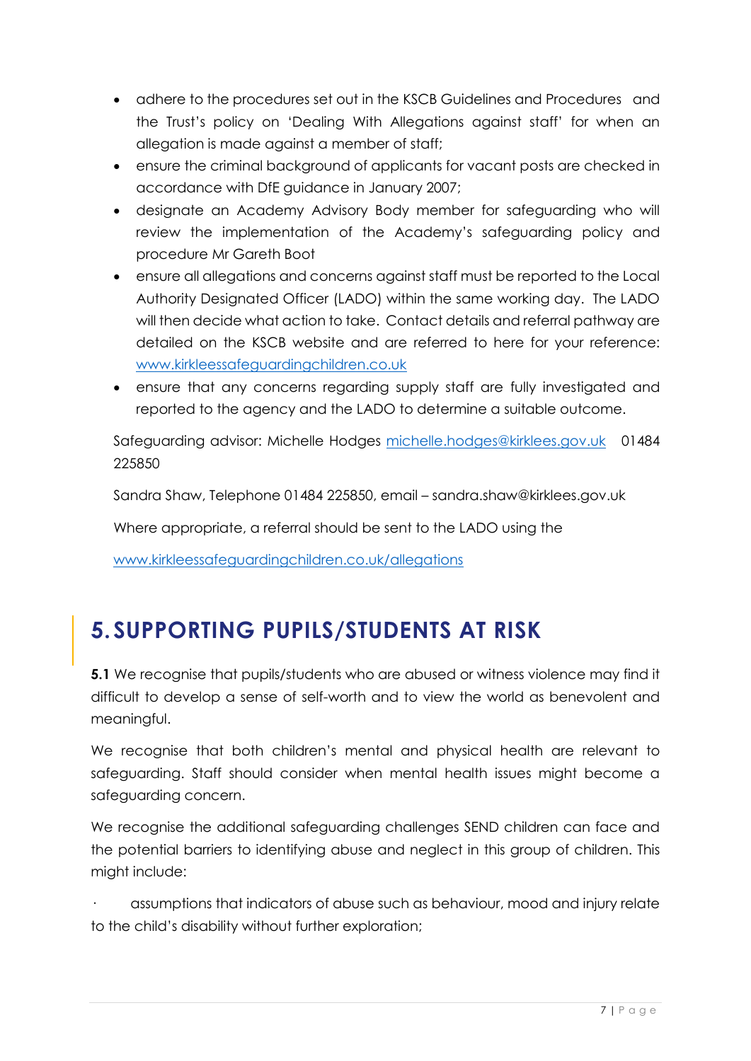- adhere to the procedures set out in the KSCB Guidelines and Procedures and the Trust's policy on 'Dealing With Allegations against staff' for when an allegation is made against a member of staff;
- ensure the criminal background of applicants for vacant posts are checked in accordance with DfE guidance in January 2007;
- designate an Academy Advisory Body member for safeguarding who will review the implementation of the Academy's safeguarding policy and procedure Mr Gareth Boot
- ensure all allegations and concerns against staff must be reported to the Local Authority Designated Officer (LADO) within the same working day. The LADO will then decide what action to take. Contact details and referral pathway are detailed on the KSCB website and are referred to here for your reference: [www.kirkleessafeguardingchildren.co.uk](www.kirkleessafeguardingchildren.co.uk)
- ensure that any concerns regarding supply staff are fully investigated and reported to the agency and the LADO to determine a suitable outcome.

Safeguarding advisor: Michelle Hodges [michelle.hodges@kirklees.gov.uk](mailto:michelle.hodges@kirklees.gov.uk) 01484 225850

Sandra Shaw, Telephone 01484 225850, email – sandra.shaw@kirklees.gov.uk

Where appropriate, a referral should be sent to the LADO using the

[www.kirkleessafeguardingchildren.co.uk/allegations](www.kirkleessafeguardingchildren.co.uk/allegations)

# 5. SUPPORTING PUPILS/STUDENTS AT RISK

**5.1** We recognise that pupils/students who are abused or witness violence may find it difficult to develop a sense of self-worth and to view the world as benevolent and meaningful.

We recognise that both children's mental and physical health are relevant to safeguarding. Staff should consider when mental health issues might become a safeguarding concern.

We recognise the additional safeguarding challenges SEND children can face and the potential barriers to identifying abuse and neglect in this group of children. This might include:

· assumptions that indicators of abuse such as behaviour, mood and injury relate to the child's disability without further exploration;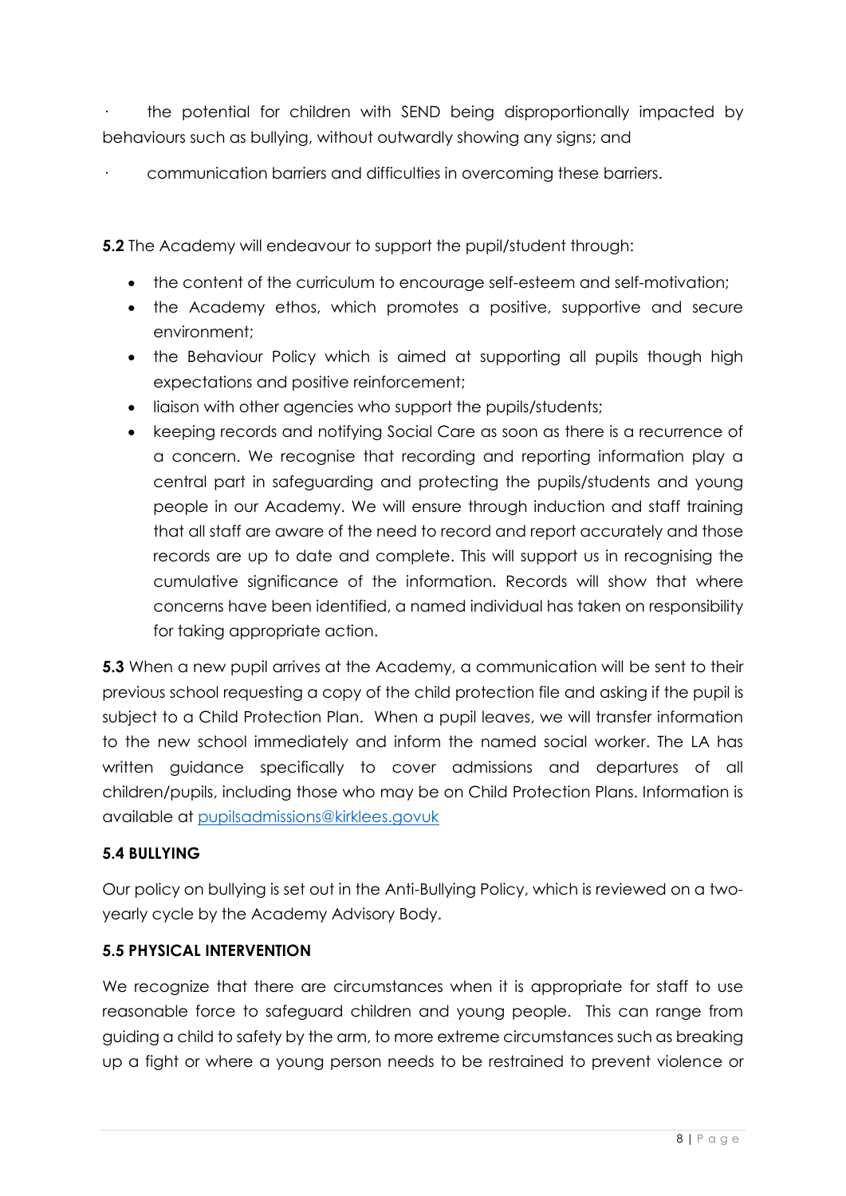· the potential for children with SEND being disproportionally impacted by behaviours such as bullying, without outwardly showing any signs; and

· communication barriers and difficulties in overcoming these barriers.

**5.2** The Academy will endeavour to support the pupil/student through:

- the content of the curriculum to encourage self-esteem and self-motivation;
- the Academy ethos, which promotes a positive, supportive and secure environment;
- the Behaviour Policy which is aimed at supporting all pupils though high expectations and positive reinforcement;
- liaison with other agencies who support the pupils/students;
- keeping records and notifying Social Care as soon as there is a recurrence of a concern. We recognise that recording and reporting information play a central part in safeguarding and protecting the pupils/students and young people in our Academy. We will ensure through induction and staff training that all staff are aware of the need to record and report accurately and those records are up to date and complete. This will support us in recognising the cumulative significance of the information. Records will show that where concerns have been identified, a named individual has taken on responsibility for taking appropriate action.

**5.3** When a new pupil arrives at the Academy, a communication will be sent to their previous school requesting a copy of the child protection file and asking if the pupil is subject to a Child Protection Plan. When a pupil leaves, we will transfer information to the new school immediately and inform the named social worker. The LA has written guidance specifically to cover admissions and departures of all children/pupils, including those who may be on Child Protection Plans. Information is available at pupilsadmissions@kirklees.govuk

**5.4 BULLYING**

Our policy on bullying is set out in the Anti-Bullying Policy, which is reviewed on a two-yearly cycle by the Academy Advisory Body.

**5.5 PHYSICAL INTERVENTION**

We recognize that there are circumstances when it is appropriate for staff to use reasonable force to safeguard children and young people. This can range from guiding a child to safety by the arm, to more extreme circumstances such as breaking up a fight or where a young person needs to be restrained to prevent violence or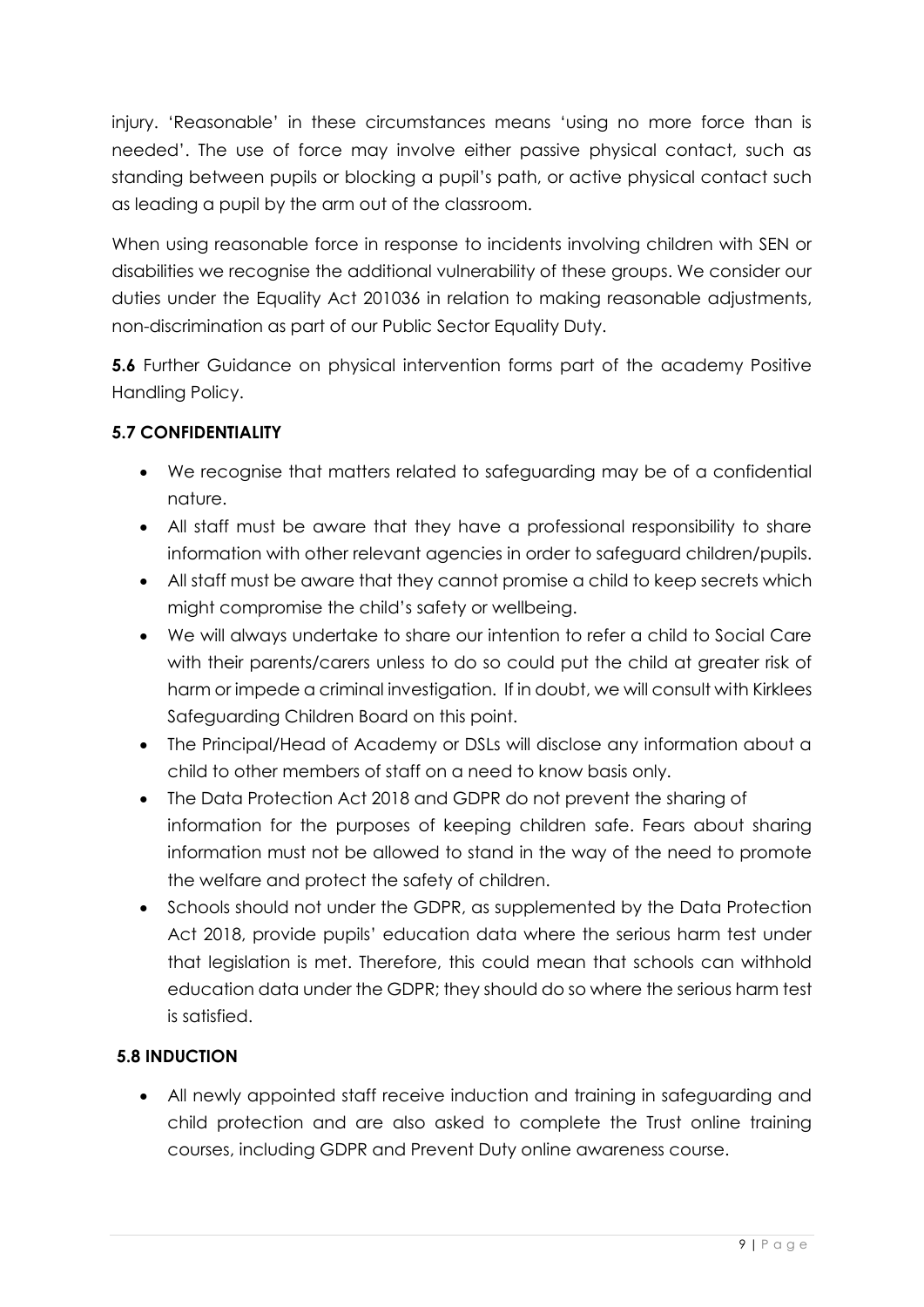injury. 'Reasonable' in these circumstances means 'using no more force than is needed'. The use of force may involve either passive physical contact, such as standing between pupils or blocking a pupil's path, or active physical contact such as leading a pupil by the arm out of the classroom.

When using reasonable force in response to incidents involving children with SEN or disabilities we recognise the additional vulnerability of these groups. We consider our duties under the Equality Act 201036 in relation to making reasonable adjustments, non-discrimination as part of our Public Sector Equality Duty.

**5.6** Further Guidance on physical intervention forms part of the academy Positive Handling Policy.

### 5.7 CONFIDENTIALITY

- We recognise that matters related to safeguarding may be of a confidential nature.
- All staff must be aware that they have a professional responsibility to share information with other relevant agencies in order to safeguard children/pupils.
- All staff must be aware that they cannot promise a child to keep secrets which might compromise the child's safety or wellbeing.
- We will always undertake to share our intention to refer a child to Social Care with their parents/carers unless to do so could put the child at greater risk of harm or impede a criminal investigation. If in doubt, we will consult with Kirklees Safeguarding Children Board on this point.
- The Principal/Head of Academy or DSLs will disclose any information about a child to other members of staff on a need to know basis only.
- The Data Protection Act 2018 and GDPR do not prevent the sharing of information for the purposes of keeping children safe. Fears about sharing information must not be allowed to stand in the way of the need to promote the welfare and protect the safety of children.
- Schools should not under the GDPR, as supplemented by the Data Protection Act 2018, provide pupils' education data where the serious harm test under that legislation is met. Therefore, this could mean that schools can withhold education data under the GDPR; they should do so where the serious harm test is satisfied.

### 5.8 INDUCTION

- All newly appointed staff receive induction and training in safeguarding and child protection and are also asked to complete the Trust online training courses, including GDPR and Prevent Duty online awareness course.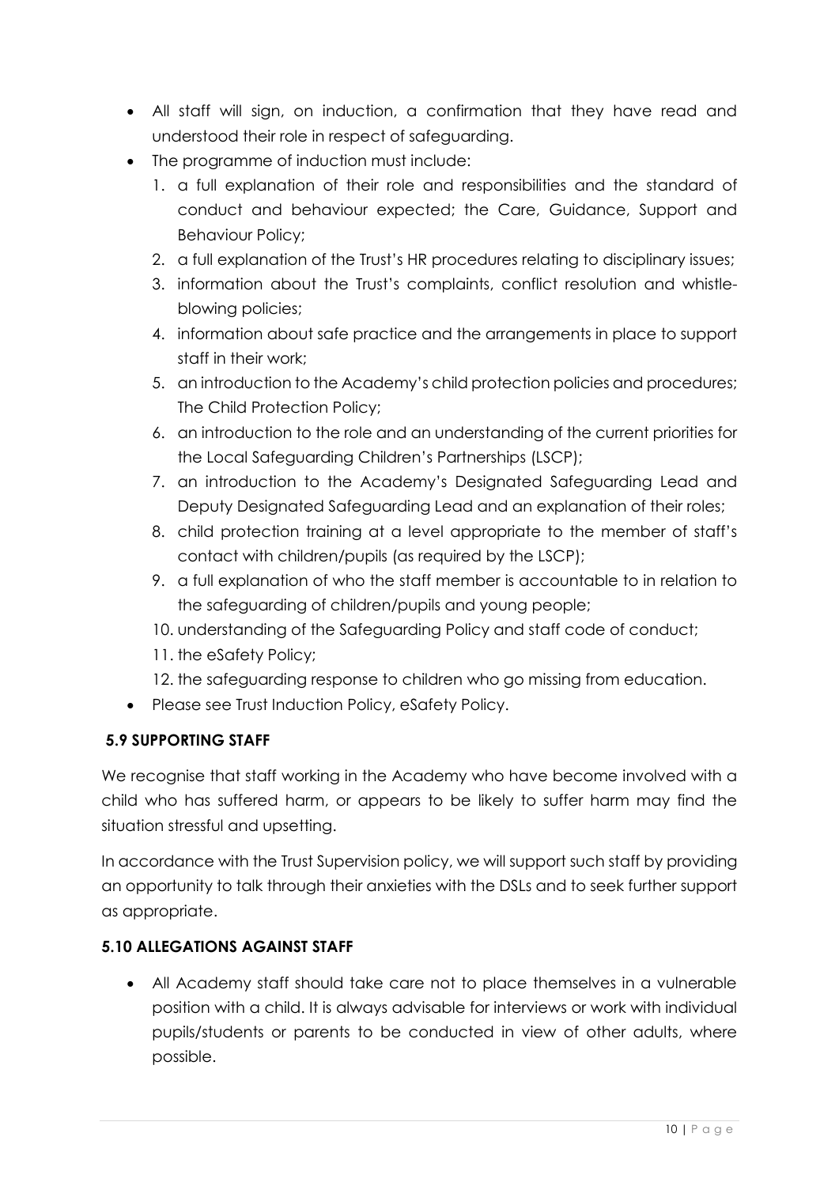- All staff will sign, on induction, a confirmation that they have read and understood their role in respect of safeguarding.
- The programme of induction must include:
  1. a full explanation of their role and responsibilities and the standard of conduct and behaviour expected; the Care, Guidance, Support and Behaviour Policy;
  2. a full explanation of the Trust's HR procedures relating to disciplinary issues;
  3. information about the Trust's complaints, conflict resolution and whistle-blowing policies;
  4. information about safe practice and the arrangements in place to support staff in their work;
  5. an introduction to the Academy's child protection policies and procedures; The Child Protection Policy;
  6. an introduction to the role and an understanding of the current priorities for the Local Safeguarding Children's Partnerships (LSCP);
  7. an introduction to the Academy's Designated Safeguarding Lead and Deputy Designated Safeguarding Lead and an explanation of their roles;
  8. child protection training at a level appropriate to the member of staff's contact with children/pupils (as required by the LSCP);
  9. a full explanation of who the staff member is accountable to in relation to the safeguarding of children/pupils and young people;
  10. understanding of the Safeguarding Policy and staff code of conduct;
  11. the eSafety Policy;
  12. the safeguarding response to children who go missing from education.
- Please see Trust Induction Policy, eSafety Policy.

### 5.9 SUPPORTING STAFF

We recognise that staff working in the Academy who have become involved with a child who has suffered harm, or appears to be likely to suffer harm may find the situation stressful and upsetting.

In accordance with the Trust Supervision policy, we will support such staff by providing an opportunity to talk through their anxieties with the DSLs and to seek further support as appropriate.

### 5.10 ALLEGATIONS AGAINST STAFF

- All Academy staff should take care not to place themselves in a vulnerable position with a child. It is always advisable for interviews or work with individual pupils/students or parents to be conducted in view of other adults, where possible.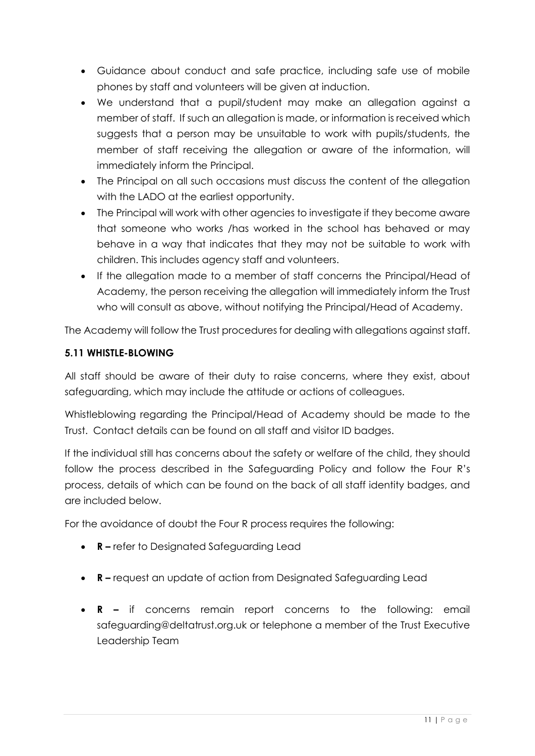- Guidance about conduct and safe practice, including safe use of mobile phones by staff and volunteers will be given at induction.
- We understand that a pupil/student may make an allegation against a member of staff. If such an allegation is made, or information is received which suggests that a person may be unsuitable to work with pupils/students, the member of staff receiving the allegation or aware of the information, will immediately inform the Principal.
- The Principal on all such occasions must discuss the content of the allegation with the LADO at the earliest opportunity.
- The Principal will work with other agencies to investigate if they become aware that someone who works /has worked in the school has behaved or may behave in a way that indicates that they may not be suitable to work with children. This includes agency staff and volunteers.
- If the allegation made to a member of staff concerns the Principal/Head of Academy, the person receiving the allegation will immediately inform the Trust who will consult as above, without notifying the Principal/Head of Academy.

The Academy will follow the Trust procedures for dealing with allegations against staff.

### 5.11 WHISTLE-BLOWING

All staff should be aware of their duty to raise concerns, where they exist, about safeguarding, which may include the attitude or actions of colleagues.

Whistleblowing regarding the Principal/Head of Academy should be made to the Trust. Contact details can be found on all staff and visitor ID badges.

If the individual still has concerns about the safety or welfare of the child, they should follow the process described in the Safeguarding Policy and follow the Four R's process, details of which can be found on the back of all staff identity badges, and are included below.

For the avoidance of doubt the Four R process requires the following:

- **R –** refer to Designated Safeguarding Lead
- **R –** request an update of action from Designated Safeguarding Lead
- **R –** if concerns remain report concerns to the following: email safeguarding@deltatrust.org.uk or telephone a member of the Trust Executive Leadership Team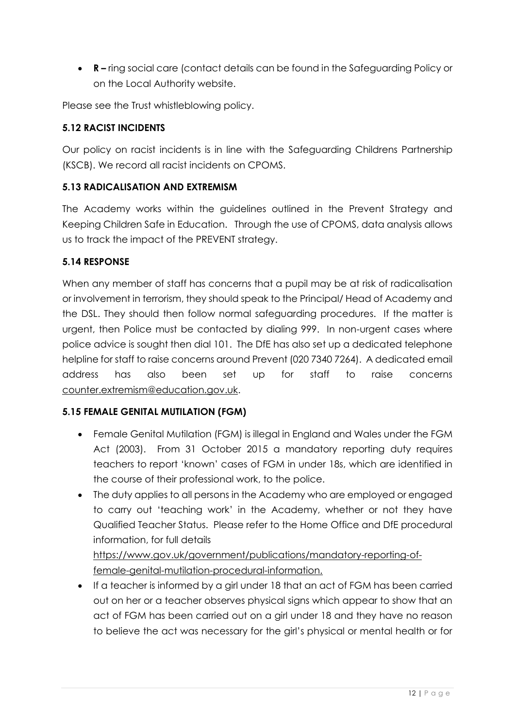- **R –** ring social care (contact details can be found in the Safeguarding Policy or on the Local Authority website.

Please see the Trust whistleblowing policy.

### 5.12 RACIST INCIDENTS

Our policy on racist incidents is in line with the Safeguarding Childrens Partnership (KSCB). We record all racist incidents on CPOMS.

### 5.13 RADICALISATION AND EXTREMISM

The Academy works within the guidelines outlined in the Prevent Strategy and Keeping Children Safe in Education. Through the use of CPOMS, data analysis allows us to track the impact of the PREVENT strategy.

### 5.14 RESPONSE

When any member of staff has concerns that a pupil may be at risk of radicalisation or involvement in terrorism, they should speak to the Principal/ Head of Academy and the DSL. They should then follow normal safeguarding procedures. If the matter is urgent, then Police must be contacted by dialing 999. In non-urgent cases where police advice is sought then dial 101. The DfE has also set up a dedicated telephone helpline for staff to raise concerns around Prevent (020 7340 7264). A dedicated email address has also been set up for staff to raise concerns counter.extremism@education.gov.uk.

### 5.15 FEMALE GENITAL MUTILATION (FGM)

- Female Genital Mutilation (FGM) is illegal in England and Wales under the FGM Act (2003). From 31 October 2015 a mandatory reporting duty requires teachers to report 'known' cases of FGM in under 18s, which are identified in the course of their professional work, to the police.
- The duty applies to all persons in the Academy who are employed or engaged to carry out 'teaching work' in the Academy, whether or not they have Qualified Teacher Status. Please refer to the Home Office and DfE procedural information, for full details https://www.gov.uk/government/publications/mandatory-reporting-of-female-genital-mutilation-procedural-information.
- If a teacher is informed by a girl under 18 that an act of FGM has been carried out on her or a teacher observes physical signs which appear to show that an act of FGM has been carried out on a girl under 18 and they have no reason to believe the act was necessary for the girl's physical or mental health or for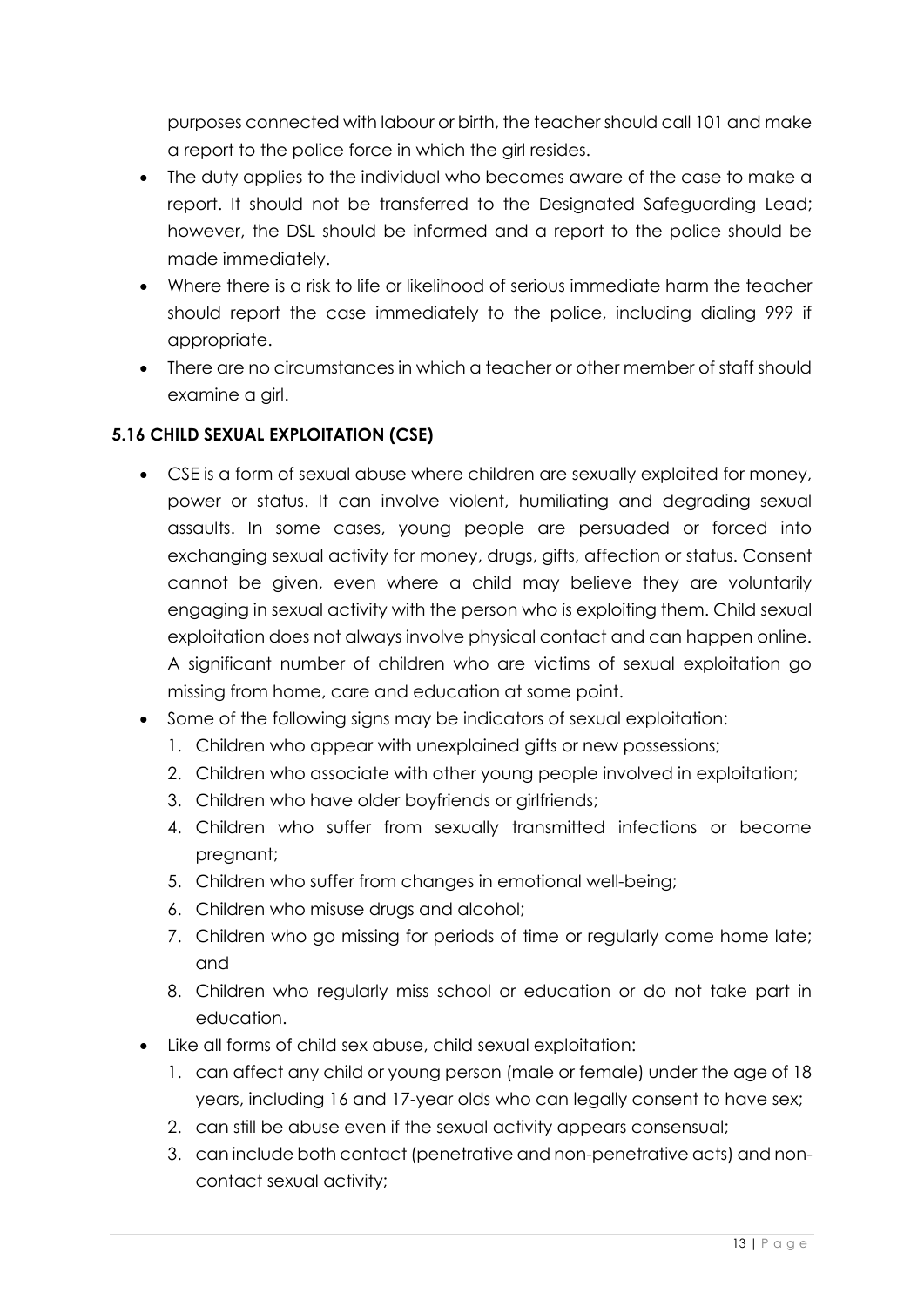purposes connected with labour or birth, the teacher should call 101 and make a report to the police force in which the girl resides.

- The duty applies to the individual who becomes aware of the case to make a report. It should not be transferred to the Designated Safeguarding Lead; however, the DSL should be informed and a report to the police should be made immediately.
- Where there is a risk to life or likelihood of serious immediate harm the teacher should report the case immediately to the police, including dialing 999 if appropriate.
- There are no circumstances in which a teacher or other member of staff should examine a girl.

### 5.16 CHILD SEXUAL EXPLOITATION (CSE)

- CSE is a form of sexual abuse where children are sexually exploited for money, power or status. It can involve violent, humiliating and degrading sexual assaults. In some cases, young people are persuaded or forced into exchanging sexual activity for money, drugs, gifts, affection or status. Consent cannot be given, even where a child may believe they are voluntarily engaging in sexual activity with the person who is exploiting them. Child sexual exploitation does not always involve physical contact and can happen online. A significant number of children who are victims of sexual exploitation go missing from home, care and education at some point.
- Some of the following signs may be indicators of sexual exploitation:
  1. Children who appear with unexplained gifts or new possessions;
  2. Children who associate with other young people involved in exploitation;
  3. Children who have older boyfriends or girlfriends;
  4. Children who suffer from sexually transmitted infections or become pregnant;
  5. Children who suffer from changes in emotional well-being;
  6. Children who misuse drugs and alcohol;
  7. Children who go missing for periods of time or regularly come home late; and
  8. Children who regularly miss school or education or do not take part in education.
- Like all forms of child sex abuse, child sexual exploitation:
  1. can affect any child or young person (male or female) under the age of 18 years, including 16 and 17-year olds who can legally consent to have sex;
  2. can still be abuse even if the sexual activity appears consensual;
  3. can include both contact (penetrative and non-penetrative acts) and non-contact sexual activity;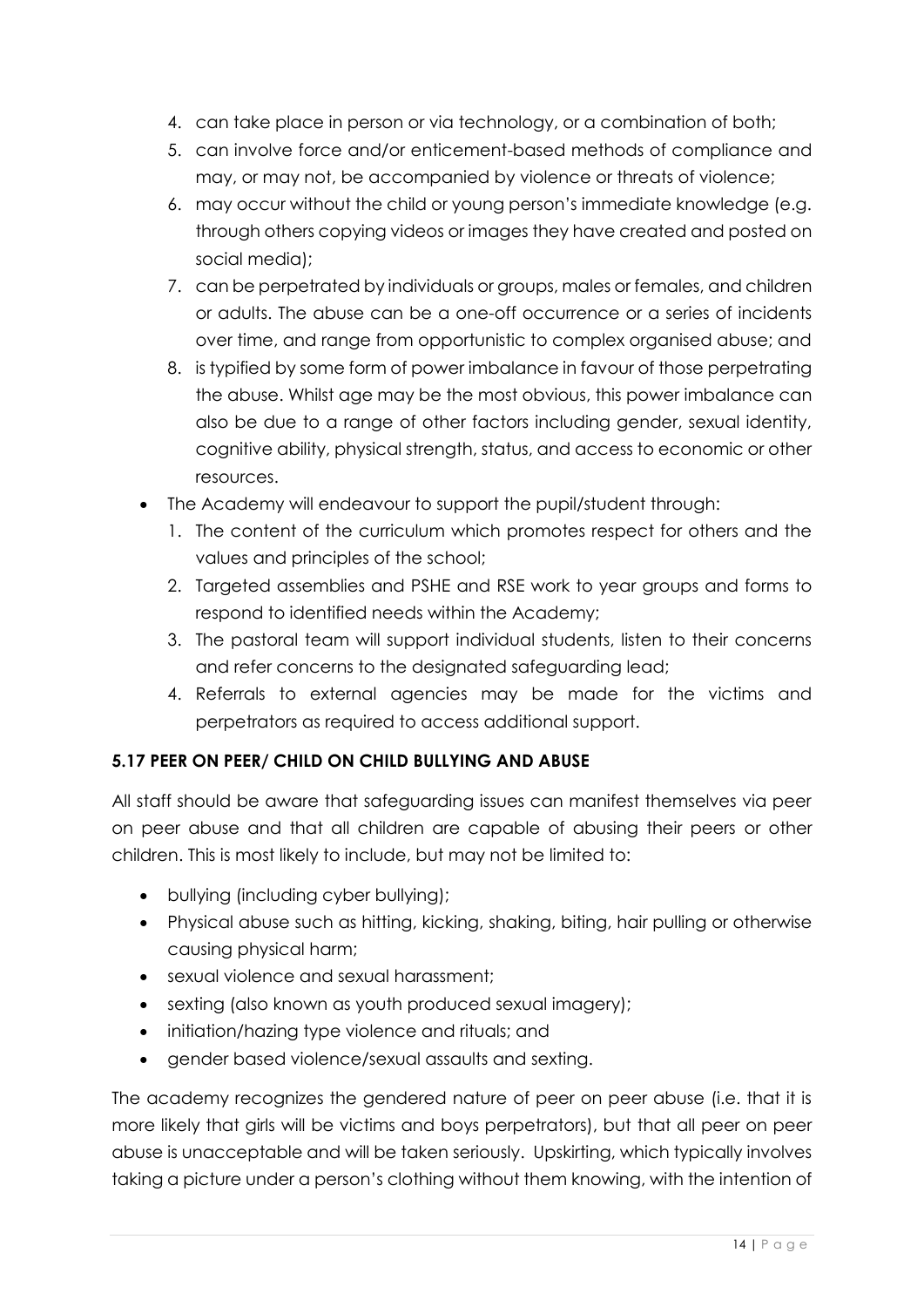4. can take place in person or via technology, or a combination of both;
5. can involve force and/or enticement-based methods of compliance and may, or may not, be accompanied by violence or threats of violence;
6. may occur without the child or young person's immediate knowledge (e.g. through others copying videos or images they have created and posted on social media);
7. can be perpetrated by individuals or groups, males or females, and children or adults. The abuse can be a one-off occurrence or a series of incidents over time, and range from opportunistic to complex organised abuse; and
8. is typified by some form of power imbalance in favour of those perpetrating the abuse. Whilst age may be the most obvious, this power imbalance can also be due to a range of other factors including gender, sexual identity, cognitive ability, physical strength, status, and access to economic or other resources.

- The Academy will endeavour to support the pupil/student through:
  1. The content of the curriculum which promotes respect for others and the values and principles of the school;
  2. Targeted assemblies and PSHE and RSE work to year groups and forms to respond to identified needs within the Academy;
  3. The pastoral team will support individual students, listen to their concerns and refer concerns to the designated safeguarding lead;
  4. Referrals to external agencies may be made for the victims and perpetrators as required to access additional support.

**5.17 PEER ON PEER/ CHILD ON CHILD BULLYING AND ABUSE**

All staff should be aware that safeguarding issues can manifest themselves via peer on peer abuse and that all children are capable of abusing their peers or other children. This is most likely to include, but may not be limited to:

- bullying (including cyber bullying);
- Physical abuse such as hitting, kicking, shaking, biting, hair pulling or otherwise causing physical harm;
- sexual violence and sexual harassment;
- sexting (also known as youth produced sexual imagery);
- initiation/hazing type violence and rituals; and
- gender based violence/sexual assaults and sexting.

The academy recognizes the gendered nature of peer on peer abuse (i.e. that it is more likely that girls will be victims and boys perpetrators), but that all peer on peer abuse is unacceptable and will be taken seriously. Upskirting, which typically involves taking a picture under a person's clothing without them knowing, with the intention of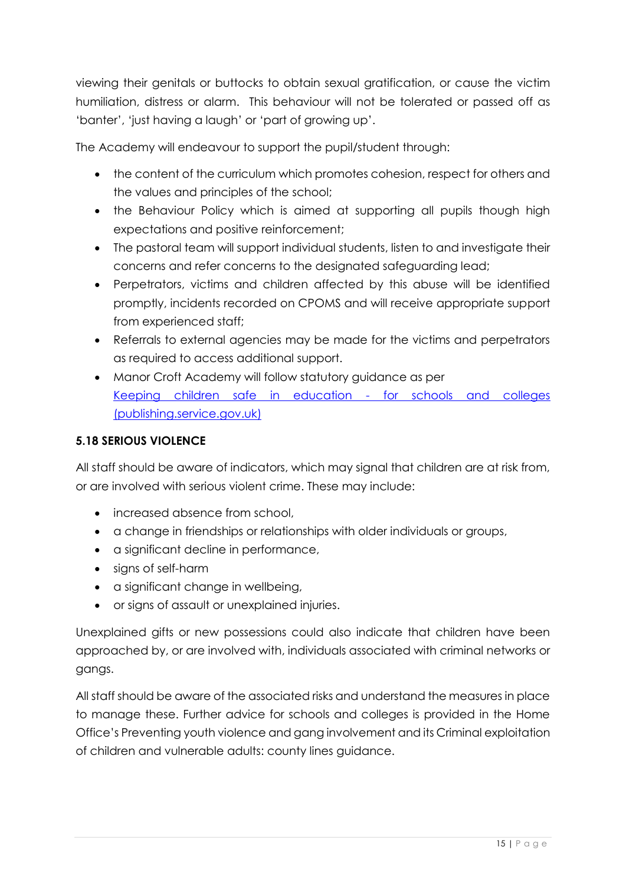viewing their genitals or buttocks to obtain sexual gratification, or cause the victim humiliation, distress or alarm. This behaviour will not be tolerated or passed off as 'banter', 'just having a laugh' or 'part of growing up'.

The Academy will endeavour to support the pupil/student through:

- the content of the curriculum which promotes cohesion, respect for others and the values and principles of the school;
- the Behaviour Policy which is aimed at supporting all pupils though high expectations and positive reinforcement;
- The pastoral team will support individual students, listen to and investigate their concerns and refer concerns to the designated safeguarding lead;
- Perpetrators, victims and children affected by this abuse will be identified promptly, incidents recorded on CPOMS and will receive appropriate support from experienced staff;
- Referrals to external agencies may be made for the victims and perpetrators as required to access additional support.
- Manor Croft Academy will follow statutory guidance as per [Keeping children safe in education - for schools and colleges (publishing.service.gov.uk)]()

**5.18 SERIOUS VIOLENCE**

All staff should be aware of indicators, which may signal that children are at risk from, or are involved with serious violent crime. These may include:

- increased absence from school,
- a change in friendships or relationships with older individuals or groups,
- a significant decline in performance,
- signs of self-harm
- a significant change in wellbeing,
- or signs of assault or unexplained injuries.

Unexplained gifts or new possessions could also indicate that children have been approached by, or are involved with, individuals associated with criminal networks or gangs.

All staff should be aware of the associated risks and understand the measures in place to manage these. Further advice for schools and colleges is provided in the Home Office's Preventing youth violence and gang involvement and its Criminal exploitation of children and vulnerable adults: county lines guidance.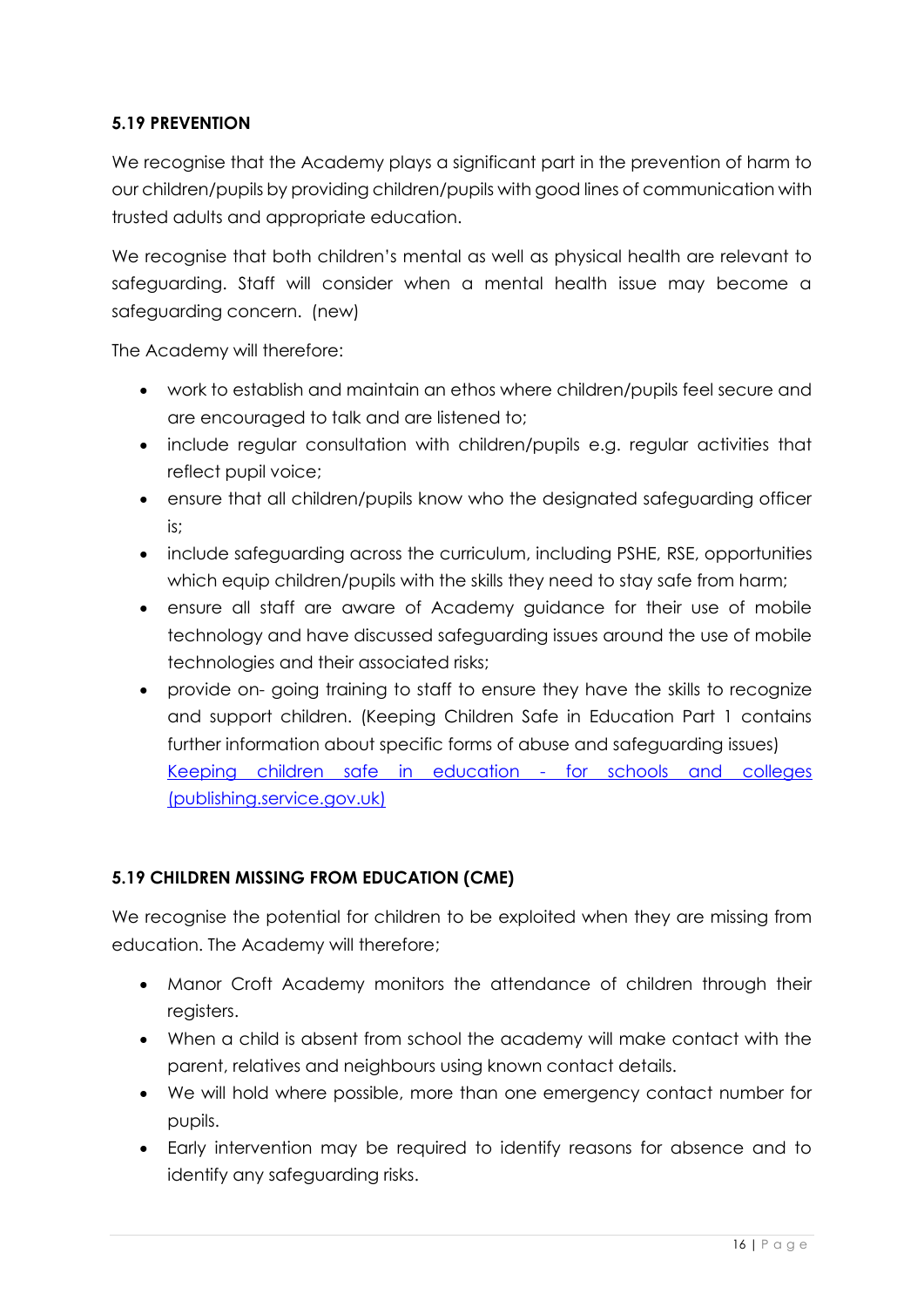#### 5.19 PREVENTION

We recognise that the Academy plays a significant part in the prevention of harm to our children/pupils by providing children/pupils with good lines of communication with trusted adults and appropriate education.

We recognise that both children's mental as well as physical health are relevant to safeguarding. Staff will consider when a mental health issue may become a safeguarding concern. (new)

The Academy will therefore:

- work to establish and maintain an ethos where children/pupils feel secure and are encouraged to talk and are listened to;
- include regular consultation with children/pupils e.g. regular activities that reflect pupil voice;
- ensure that all children/pupils know who the designated safeguarding officer is;
- include safeguarding across the curriculum, including PSHE, RSE, opportunities which equip children/pupils with the skills they need to stay safe from harm;
- ensure all staff are aware of Academy guidance for their use of mobile technology and have discussed safeguarding issues around the use of mobile technologies and their associated risks;
- provide on- going training to staff to ensure they have the skills to recognize and support children. (Keeping Children Safe in Education Part 1 contains further information about specific forms of abuse and safeguarding issues) [Keeping children safe in education - for schools and colleges (publishing.service.gov.uk)]

#### 5.19 CHILDREN MISSING FROM EDUCATION (CME)

We recognise the potential for children to be exploited when they are missing from education. The Academy will therefore;

- Manor Croft Academy monitors the attendance of children through their registers.
- When a child is absent from school the academy will make contact with the parent, relatives and neighbours using known contact details.
- We will hold where possible, more than one emergency contact number for pupils.
- Early intervention may be required to identify reasons for absence and to identify any safeguarding risks.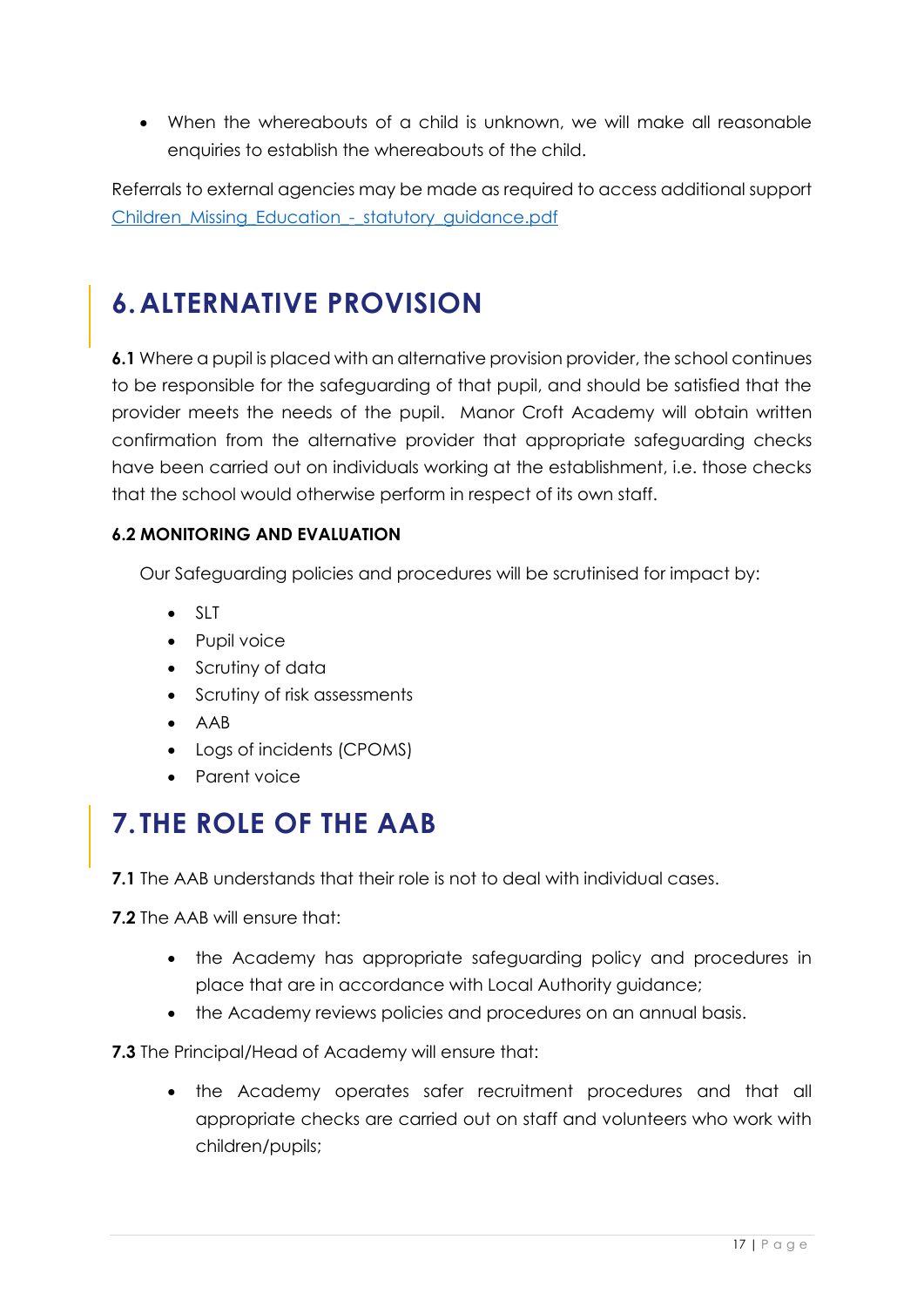- When the whereabouts of a child is unknown, we will make all reasonable enquiries to establish the whereabouts of the child.

Referrals to external agencies may be made as required to access additional support [Children_Missing_Education_-_statutory_guidance.pdf]

# 6. ALTERNATIVE PROVISION

**6.1** Where a pupil is placed with an alternative provision provider, the school continues to be responsible for the safeguarding of that pupil, and should be satisfied that the provider meets the needs of the pupil. Manor Croft Academy will obtain written confirmation from the alternative provider that appropriate safeguarding checks have been carried out on individuals working at the establishment, i.e. those checks that the school would otherwise perform in respect of its own staff.

**6.2 MONITORING AND EVALUATION**

Our Safeguarding policies and procedures will be scrutinised for impact by:

- SLT
- Pupil voice
- Scrutiny of data
- Scrutiny of risk assessments
- AAB
- Logs of incidents (CPOMS)
- Parent voice

# 7. THE ROLE OF THE AAB

**7.1** The AAB understands that their role is not to deal with individual cases.

**7.2** The AAB will ensure that:

- the Academy has appropriate safeguarding policy and procedures in place that are in accordance with Local Authority guidance;
- the Academy reviews policies and procedures on an annual basis.

**7.3** The Principal/Head of Academy will ensure that:

- the Academy operates safer recruitment procedures and that all appropriate checks are carried out on staff and volunteers who work with children/pupils;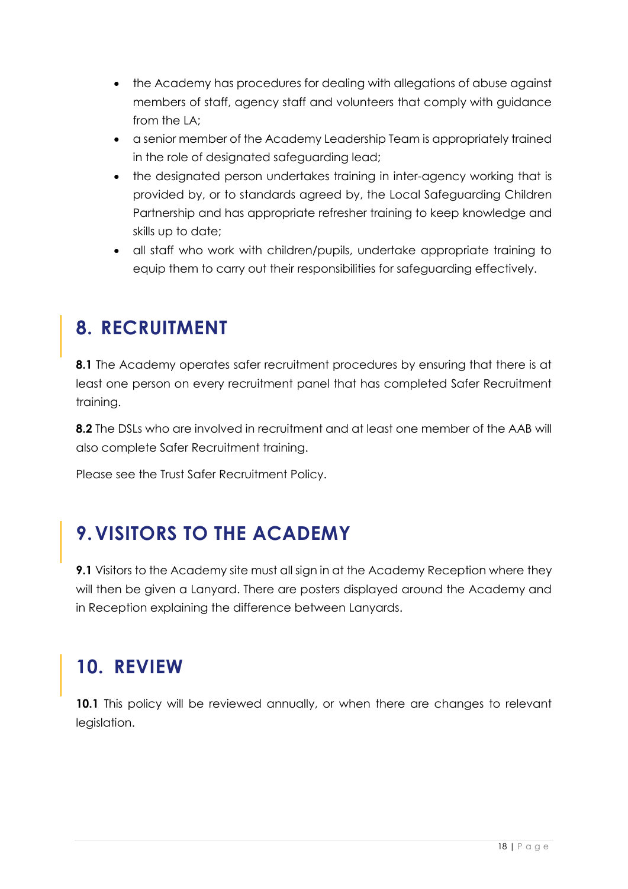- the Academy has procedures for dealing with allegations of abuse against members of staff, agency staff and volunteers that comply with guidance from the LA;
- a senior member of the Academy Leadership Team is appropriately trained in the role of designated safeguarding lead;
- the designated person undertakes training in inter-agency working that is provided by, or to standards agreed by, the Local Safeguarding Children Partnership and has appropriate refresher training to keep knowledge and skills up to date;
- all staff who work with children/pupils, undertake appropriate training to equip them to carry out their responsibilities for safeguarding effectively.

## 8. RECRUITMENT

**8.1** The Academy operates safer recruitment procedures by ensuring that there is at least one person on every recruitment panel that has completed Safer Recruitment training.

**8.2** The DSLs who are involved in recruitment and at least one member of the AAB will also complete Safer Recruitment training.

Please see the Trust Safer Recruitment Policy.

## 9. VISITORS TO THE ACADEMY

**9.1** Visitors to the Academy site must all sign in at the Academy Reception where they will then be given a Lanyard. There are posters displayed around the Academy and in Reception explaining the difference between Lanyards.

## 10. REVIEW

**10.1** This policy will be reviewed annually, or when there are changes to relevant legislation.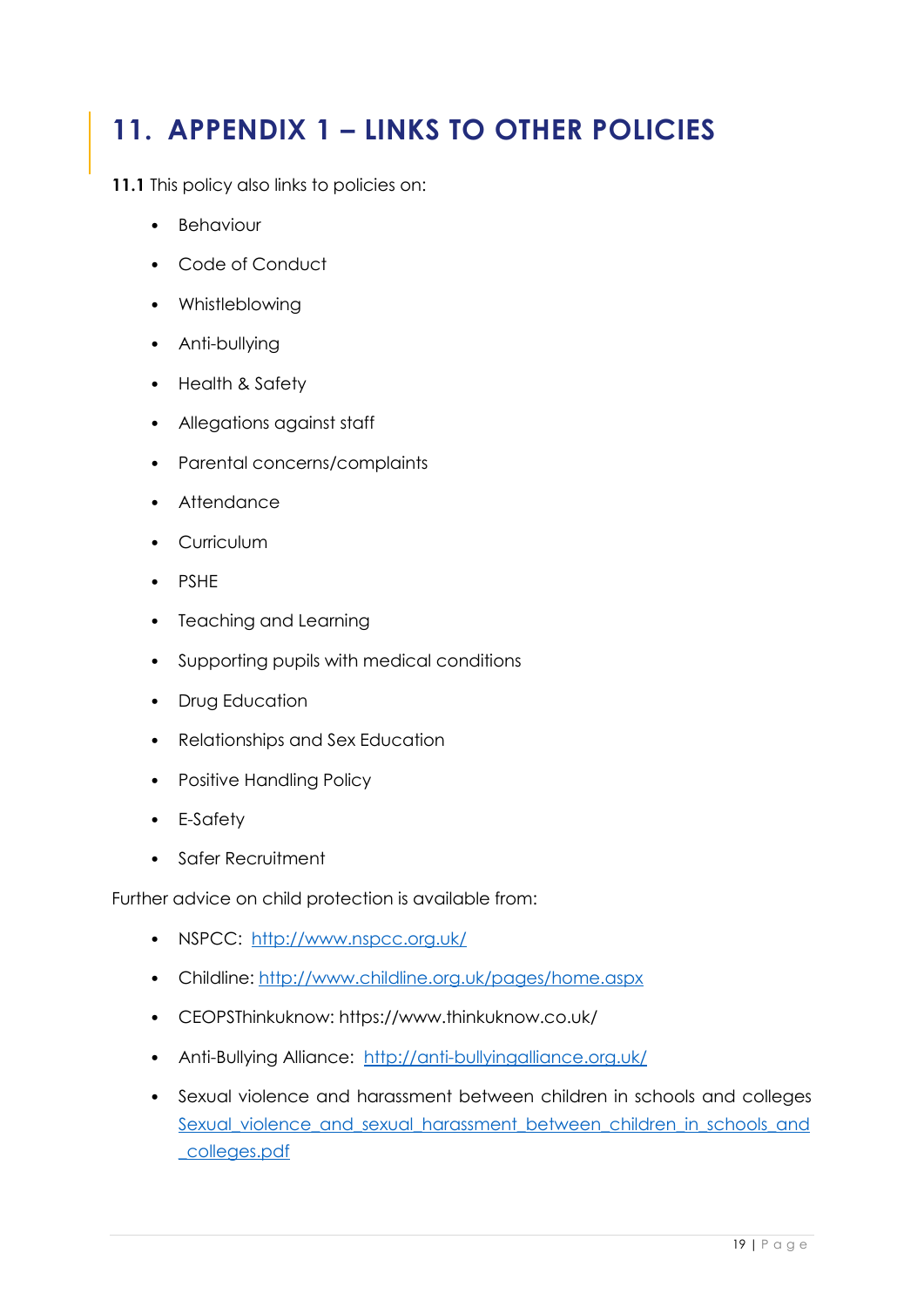# 11. APPENDIX 1 – LINKS TO OTHER POLICIES

**11.1** This policy also links to policies on:

- Behaviour
- Code of Conduct
- Whistleblowing
- Anti-bullying
- Health & Safety
- Allegations against staff
- Parental concerns/complaints
- Attendance
- Curriculum
- PSHE
- Teaching and Learning
- Supporting pupils with medical conditions
- Drug Education
- Relationships and Sex Education
- Positive Handling Policy
- E-Safety
- Safer Recruitment

Further advice on child protection is available from:

- NSPCC: [http://www.nspcc.org.uk/](http://www.nspcc.org.uk/)
- Childline: [http://www.childline.org.uk/pages/home.aspx](http://www.childline.org.uk/pages/home.aspx)
- CEOPSThinkuknow: https://www.thinkuknow.co.uk/
- Anti-Bullying Alliance: [http://anti-bullyingalliance.org.uk/](http://anti-bullyingalliance.org.uk/)
- Sexual violence and harassment between children in schools and colleges Sexual_violence_and_sexual_harassment_between_children_in_schools_and_colleges.pdf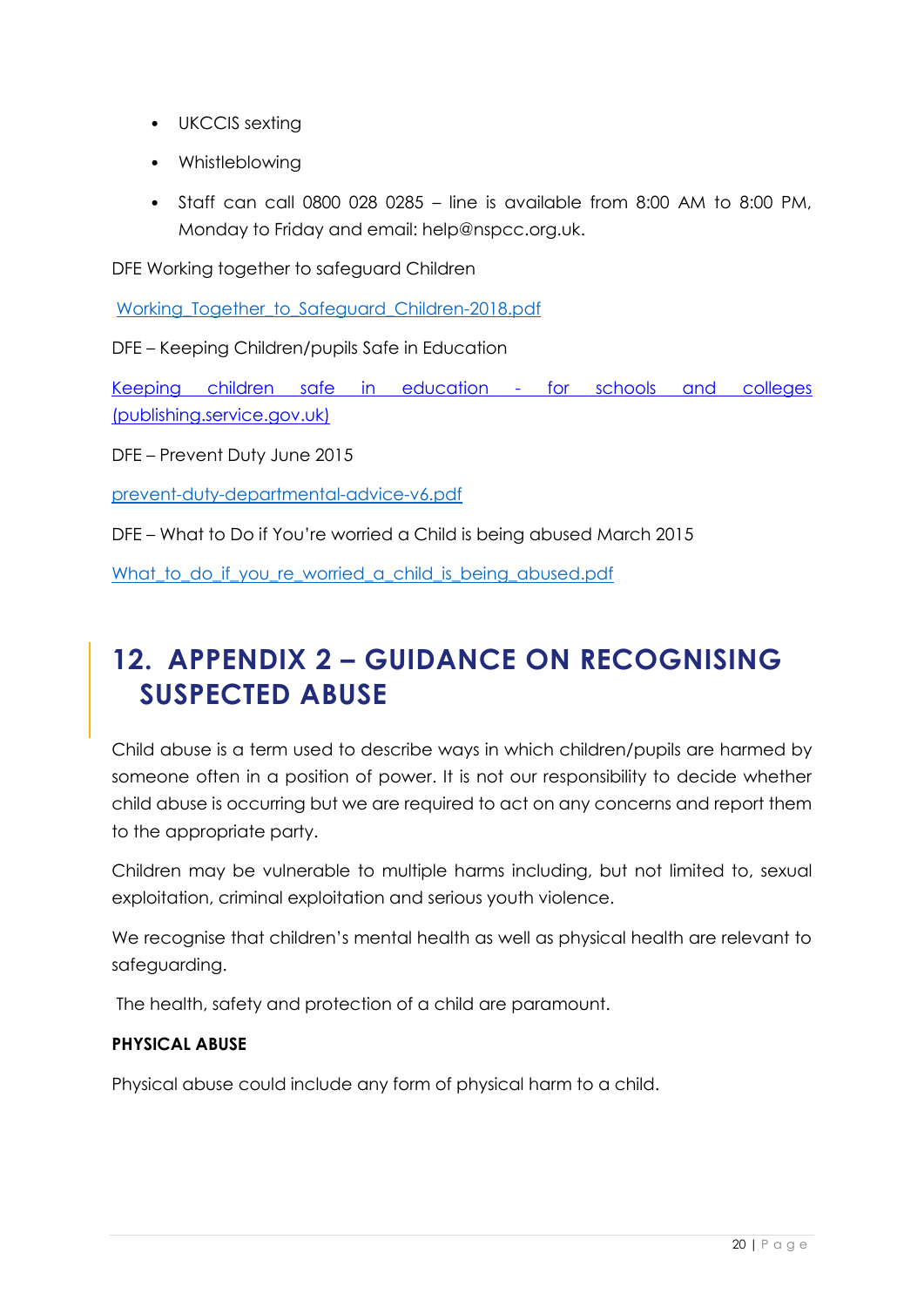- UKCCIS sexting
- Whistleblowing
- Staff can call 0800 028 0285 – line is available from 8:00 AM to 8:00 PM, Monday to Friday and email: help@nspcc.org.uk.

DFE Working together to safeguard Children

Working_Together_to_Safeguard_Children-2018.pdf

DFE – Keeping Children/pupils Safe in Education

Keeping children safe in education - for schools and colleges (publishing.service.gov.uk)

DFE – Prevent Duty June 2015

prevent-duty-departmental-advice-v6.pdf

DFE – What to Do if You're worried a Child is being abused March 2015

What_to_do_if_you_re_worried_a_child_is_being_abused.pdf

# 12. APPENDIX 2 – GUIDANCE ON RECOGNISING SUSPECTED ABUSE

Child abuse is a term used to describe ways in which children/pupils are harmed by someone often in a position of power. It is not our responsibility to decide whether child abuse is occurring but we are required to act on any concerns and report them to the appropriate party.

Children may be vulnerable to multiple harms including, but not limited to, sexual exploitation, criminal exploitation and serious youth violence.

We recognise that children's mental health as well as physical health are relevant to safeguarding.

The health, safety and protection of a child are paramount.

**PHYSICAL ABUSE**

Physical abuse could include any form of physical harm to a child.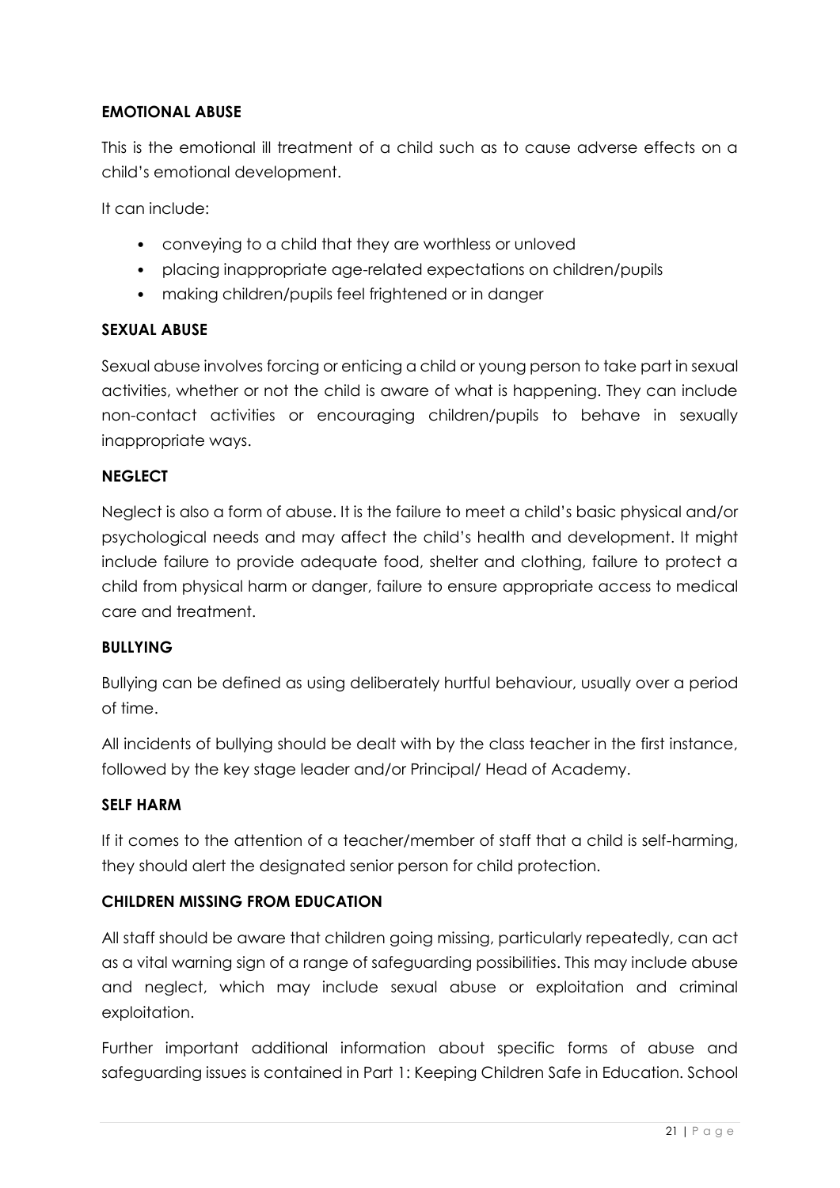**EMOTIONAL ABUSE**

This is the emotional ill treatment of a child such as to cause adverse effects on a child's emotional development.

It can include:

- conveying to a child that they are worthless or unloved
- placing inappropriate age-related expectations on children/pupils
- making children/pupils feel frightened or in danger

**SEXUAL ABUSE**

Sexual abuse involves forcing or enticing a child or young person to take part in sexual activities, whether or not the child is aware of what is happening. They can include non-contact activities or encouraging children/pupils to behave in sexually inappropriate ways.

**NEGLECT**

Neglect is also a form of abuse. It is the failure to meet a child's basic physical and/or psychological needs and may affect the child's health and development. It might include failure to provide adequate food, shelter and clothing, failure to protect a child from physical harm or danger, failure to ensure appropriate access to medical care and treatment.

**BULLYING**

Bullying can be defined as using deliberately hurtful behaviour, usually over a period of time.

All incidents of bullying should be dealt with by the class teacher in the first instance, followed by the key stage leader and/or Principal/ Head of Academy.

**SELF HARM**

If it comes to the attention of a teacher/member of staff that a child is self-harming, they should alert the designated senior person for child protection.

**CHILDREN MISSING FROM EDUCATION**

All staff should be aware that children going missing, particularly repeatedly, can act as a vital warning sign of a range of safeguarding possibilities. This may include abuse and neglect, which may include sexual abuse or exploitation and criminal exploitation.

Further important additional information about specific forms of abuse and safeguarding issues is contained in Part 1: Keeping Children Safe in Education. School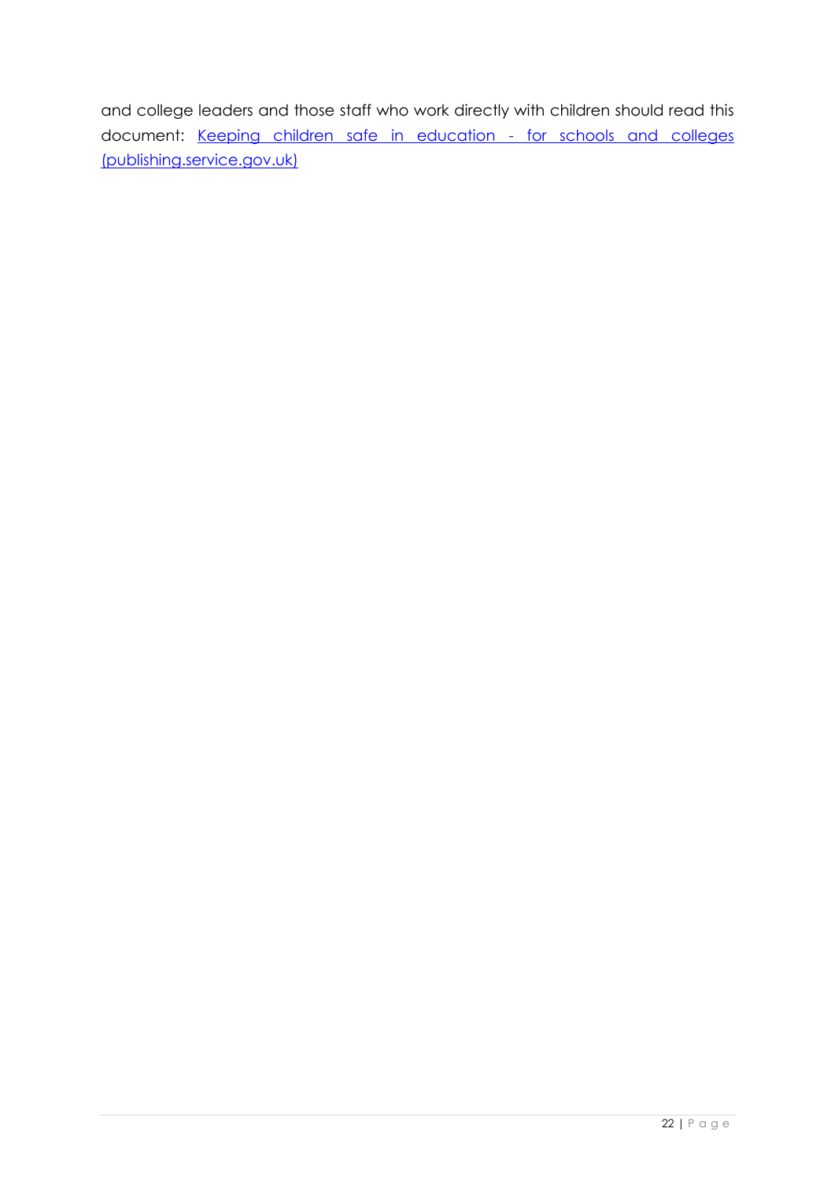and college leaders and those staff who work directly with children should read this document: [Keeping children safe in education - for schools and colleges (publishing.service.gov.uk)]